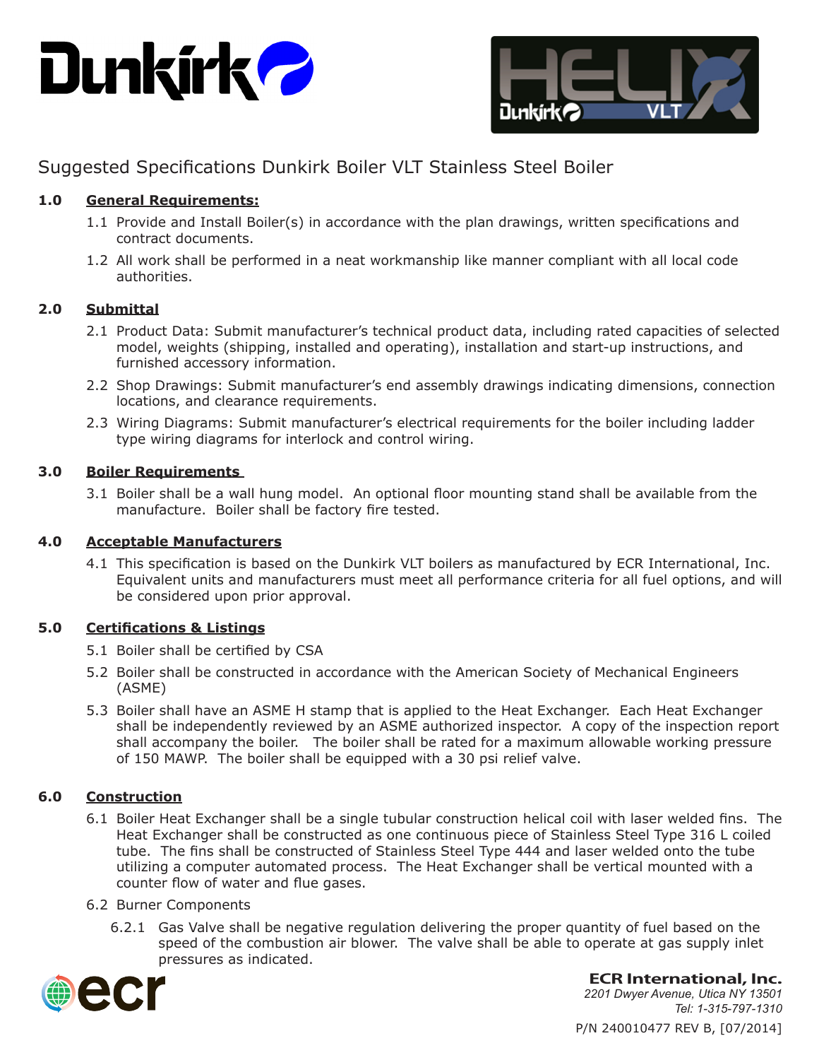# Suggested Specifications Dunkirk Boiler VLT Stainless Steel Boiler

## 1.0 General Requirements:

1.1 Provide and Install Boiler(s) in accordance with the plan drawings, written specifications and contract documents.

1.2 All work shall be performed in a neat workmanship like manner compliant with all local code authorities.

## 2.0 Submittal

2.1 Product Data: Submit manufacturer's technical product data, including rated capacities of selected model, weights (shipping, installed and operating), installation and start-up instructions, and furnished accessory information.

2.2 Shop Drawings: Submit manufacturer's end assembly drawings indicating dimensions, connection locations, and clearance requirements.

2.3 Wiring Diagrams: Submit manufacturer's electrical requirements for the boiler including ladder type wiring diagrams for interlock and control wiring.

## 3.0 Boiler Requirements

3.1 Boiler shall be a wall hung model. An optional floor mounting stand shall be available from the manufacture. Boiler shall be factory fire tested.

## 4.0 Acceptable Manufacturers

4.1 This specification is based on the Dunkirk VLT boilers as manufactured by ECR International, Inc. Equivalent units and manufacturers must meet all performance criteria for all fuel options, and will be considered upon prior approval.

## 5.0 Certifications & Listings

5.1 Boiler shall be certified by CSA

5.2 Boiler shall be constructed in accordance with the American Society of Mechanical Engineers (ASME)

5.3 Boiler shall have an ASME H stamp that is applied to the Heat Exchanger. Each Heat Exchanger shall be independently reviewed by an ASME authorized inspector. A copy of the inspection report shall accompany the boiler. The boiler shall be rated for a maximum allowable working pressure of 150 MAWP. The boiler shall be equipped with a 30 psi relief valve.

## 6.0 Construction

6.1 Boiler Heat Exchanger shall be a single tubular construction helical coil with laser welded fins. The Heat Exchanger shall be constructed as one continuous piece of Stainless Steel Type 316 L coiled tube. The fins shall be constructed of Stainless Steel Type 444 and laser welded onto the tube utilizing a computer automated process. The Heat Exchanger shall be vertical mounted with a counter flow of water and flue gases.

6.2 Burner Components

6.2.1 Gas Valve shall be negative regulation delivering the proper quantity of fuel based on the speed of the combustion air blower. The valve shall be able to operate at gas supply inlet pressures as indicated.

**ECR International, Inc.**
*2201 Dwyer Avenue, Utica NY 13501*
*Tel: 1-315-797-1310*

P/N 240010477 REV B, [07/2014]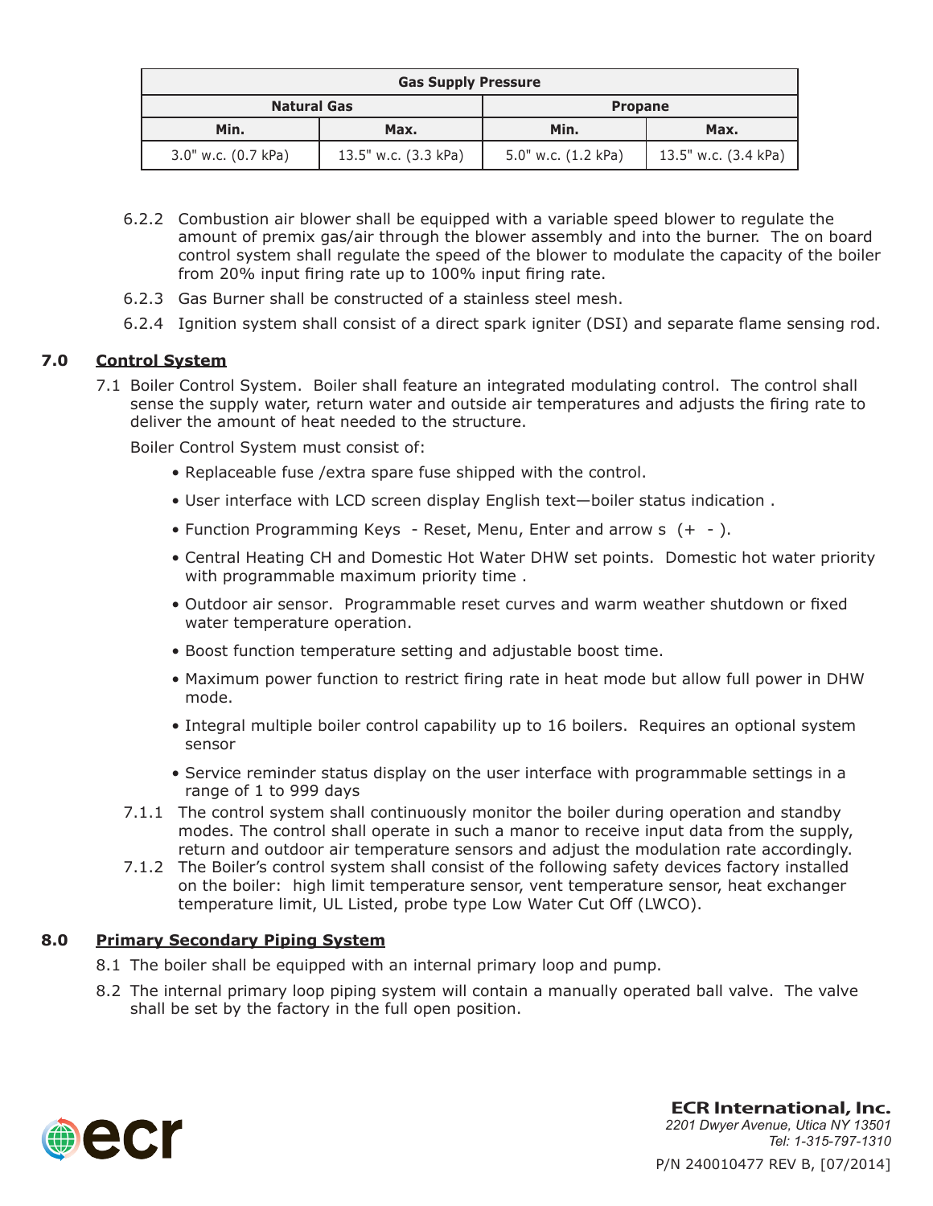| Gas Supply Pressure | | | |
|---|---|---|---|
| Natural Gas | | Propane | |
| Min. | Max. | Min. | Max. |
| 3.0" w.c. (0.7 kPa) | 13.5" w.c. (3.3 kPa) | 5.0" w.c. (1.2 kPa) | 13.5" w.c. (3.4 kPa) |

6.2.2 Combustion air blower shall be equipped with a variable speed blower to regulate the amount of premix gas/air through the blower assembly and into the burner. The on board control system shall regulate the speed of the blower to modulate the capacity of the boiler from 20% input firing rate up to 100% input firing rate.

6.2.3 Gas Burner shall be constructed of a stainless steel mesh.

6.2.4 Ignition system shall consist of a direct spark igniter (DSI) and separate flame sensing rod.

## 7.0 Control System

7.1 Boiler Control System. Boiler shall feature an integrated modulating control. The control shall sense the supply water, return water and outside air temperatures and adjusts the firing rate to deliver the amount of heat needed to the structure.

Boiler Control System must consist of:

- Replaceable fuse /extra spare fuse shipped with the control.
- User interface with LCD screen display English text—boiler status indication .
- Function Programming Keys - Reset, Menu, Enter and arrow s (+ - ).
- Central Heating CH and Domestic Hot Water DHW set points. Domestic hot water priority with programmable maximum priority time .
- Outdoor air sensor. Programmable reset curves and warm weather shutdown or fixed water temperature operation.
- Boost function temperature setting and adjustable boost time.
- Maximum power function to restrict firing rate in heat mode but allow full power in DHW mode.
- Integral multiple boiler control capability up to 16 boilers. Requires an optional system sensor
- Service reminder status display on the user interface with programmable settings in a range of 1 to 999 days

7.1.1 The control system shall continuously monitor the boiler during operation and standby modes. The control shall operate in such a manor to receive input data from the supply, return and outdoor air temperature sensors and adjust the modulation rate accordingly.

7.1.2 The Boiler's control system shall consist of the following safety devices factory installed on the boiler: high limit temperature sensor, vent temperature sensor, heat exchanger temperature limit, UL Listed, probe type Low Water Cut Off (LWCO).

## 8.0 Primary Secondary Piping System

8.1 The boiler shall be equipped with an internal primary loop and pump.

8.2 The internal primary loop piping system will contain a manually operated ball valve. The valve shall be set by the factory in the full open position.

**ECR International, Inc.**
*2201 Dwyer Avenue, Utica NY 13501*
*Tel: 1-315-797-1310*

P/N 240010477 REV B, [07/2014]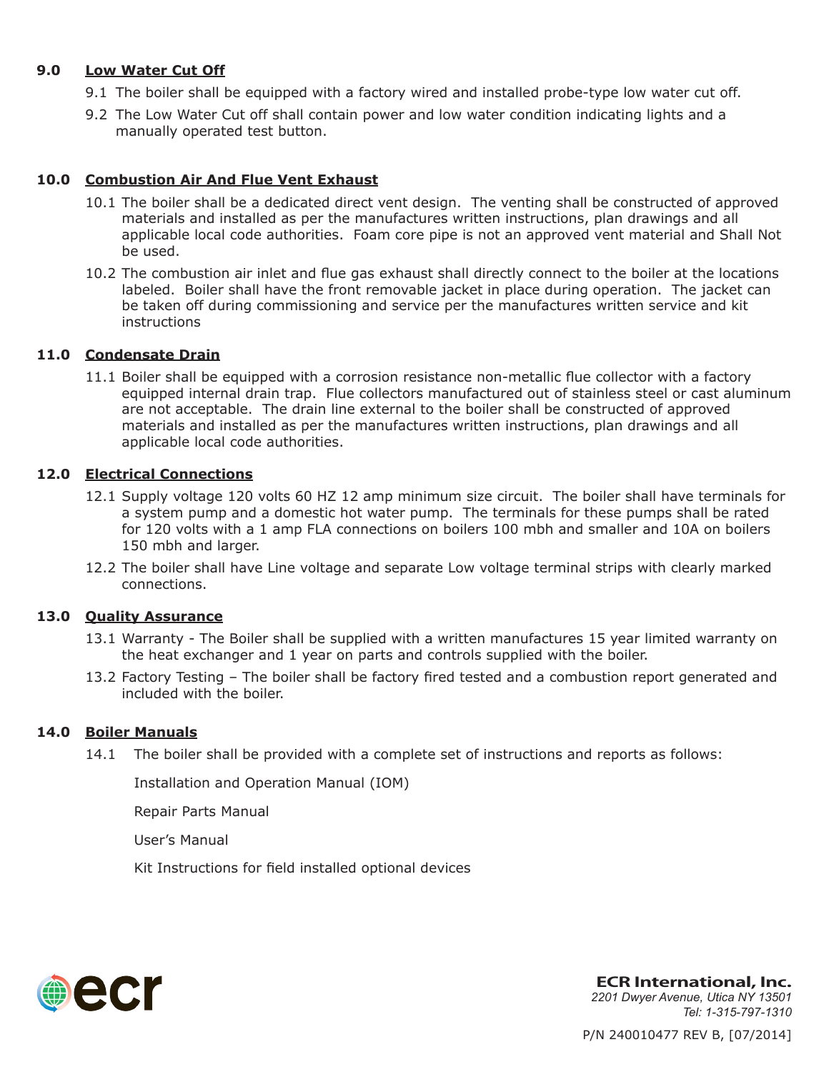## 9.0 Low Water Cut Off

9.1 The boiler shall be equipped with a factory wired and installed probe-type low water cut off.

9.2 The Low Water Cut off shall contain power and low water condition indicating lights and a manually operated test button.

## 10.0 Combustion Air And Flue Vent Exhaust

10.1 The boiler shall be a dedicated direct vent design. The venting shall be constructed of approved materials and installed as per the manufactures written instructions, plan drawings and all applicable local code authorities. Foam core pipe is not an approved vent material and Shall Not be used.

10.2 The combustion air inlet and flue gas exhaust shall directly connect to the boiler at the locations labeled. Boiler shall have the front removable jacket in place during operation. The jacket can be taken off during commissioning and service per the manufactures written service and kit instructions

## 11.0 Condensate Drain

11.1 Boiler shall be equipped with a corrosion resistance non-metallic flue collector with a factory equipped internal drain trap. Flue collectors manufactured out of stainless steel or cast aluminum are not acceptable. The drain line external to the boiler shall be constructed of approved materials and installed as per the manufactures written instructions, plan drawings and all applicable local code authorities.

## 12.0 Electrical Connections

12.1 Supply voltage 120 volts 60 HZ 12 amp minimum size circuit. The boiler shall have terminals for a system pump and a domestic hot water pump. The terminals for these pumps shall be rated for 120 volts with a 1 amp FLA connections on boilers 100 mbh and smaller and 10A on boilers 150 mbh and larger.

12.2 The boiler shall have Line voltage and separate Low voltage terminal strips with clearly marked connections.

## 13.0 Quality Assurance

13.1 Warranty - The Boiler shall be supplied with a written manufactures 15 year limited warranty on the heat exchanger and 1 year on parts and controls supplied with the boiler.

13.2 Factory Testing – The boiler shall be factory fired tested and a combustion report generated and included with the boiler.

## 14.0 Boiler Manuals

14.1 The boiler shall be provided with a complete set of instructions and reports as follows:

Installation and Operation Manual (IOM)

Repair Parts Manual

User's Manual

Kit Instructions for field installed optional devices

**ECR International, Inc.**
*2201 Dwyer Avenue, Utica NY 13501*
*Tel: 1-315-797-1310*

P/N 240010477 REV B, [07/2014]